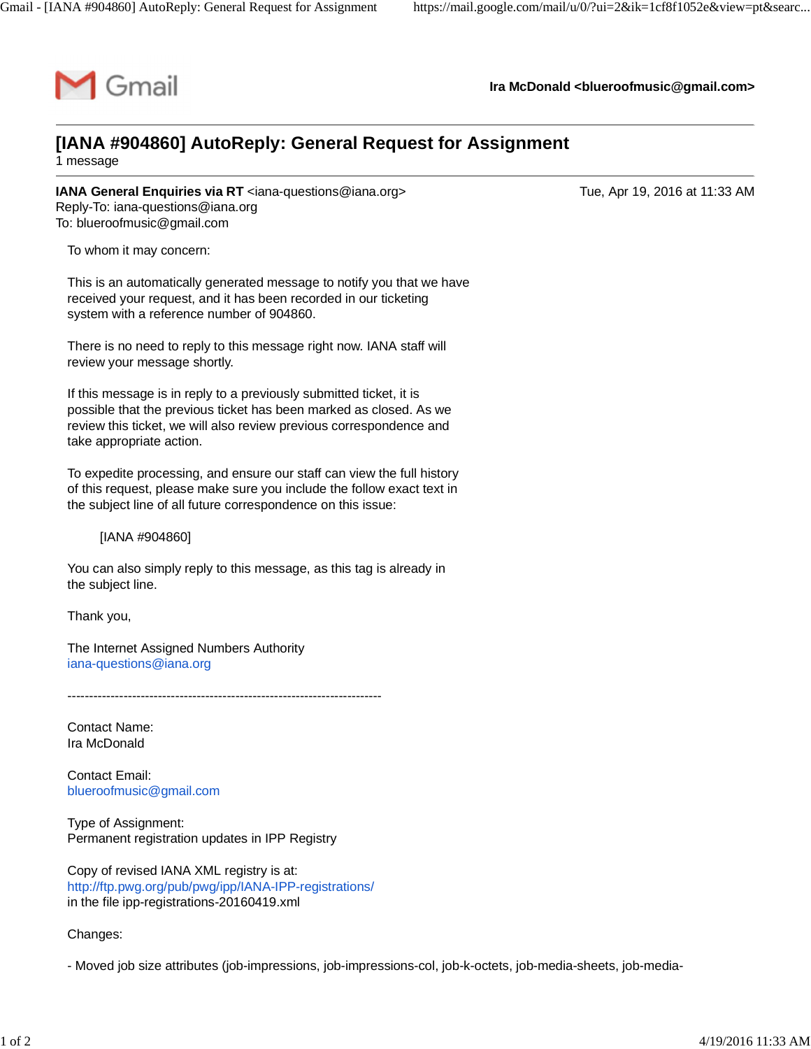Gmail

**Ira McDonald <blueroofmusic@gmail.com>**

---

# [IANA #904860] AutoReply: General Request for Assignment

1 message

---

**IANA General Enquiries via RT** <iana-questions@iana.org>
Reply-To: iana-questions@iana.org
To: blueroofmusic@gmail.com

Tue, Apr 19, 2016 at 11:33 AM

To whom it may concern:

This is an automatically generated message to notify you that we have received your request, and it has been recorded in our ticketing system with a reference number of 904860.

There is no need to reply to this message right now. IANA staff will review your message shortly.

If this message is in reply to a previously submitted ticket, it is possible that the previous ticket has been marked as closed. As we review this ticket, we will also review previous correspondence and take appropriate action.

To expedite processing, and ensure our staff can view the full history of this request, please make sure you include the follow exact text in the subject line of all future correspondence on this issue:

[IANA #904860]

You can also simply reply to this message, as this tag is already in the subject line.

Thank you,

The Internet Assigned Numbers Authority
iana-questions@iana.org

-------------------------------------------------------------------------

Contact Name:
Ira McDonald

Contact Email:
blueroofmusic@gmail.com

Type of Assignment:
Permanent registration updates in IPP Registry

Copy of revised IANA XML registry is at:
http://ftp.pwg.org/pub/pwg/ipp/IANA-IPP-registrations/
in the file ipp-registrations-20160419.xml

Changes:

- Moved job size attributes (job-impressions, job-impressions-col, job-k-octets, job-media-sheets, job-media-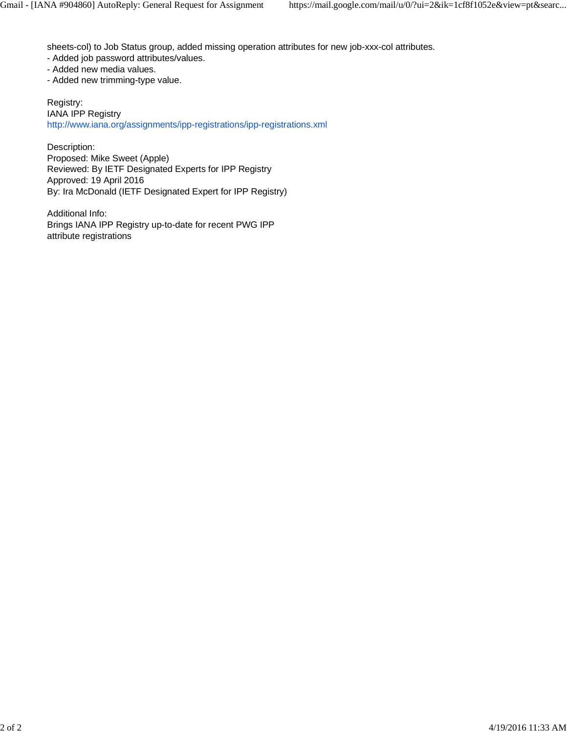sheets-col) to Job Status group, added missing operation attributes for new job-xxx-col attributes.
- Added job password attributes/values.
- Added new media values.
- Added new trimming-type value.

Registry:
IANA IPP Registry
http://www.iana.org/assignments/ipp-registrations/ipp-registrations.xml

Description:
Proposed: Mike Sweet (Apple)
Reviewed: By IETF Designated Experts for IPP Registry
Approved: 19 April 2016
By: Ira McDonald (IETF Designated Expert for IPP Registry)

Additional Info:
Brings IANA IPP Registry up-to-date for recent PWG IPP
attribute registrations